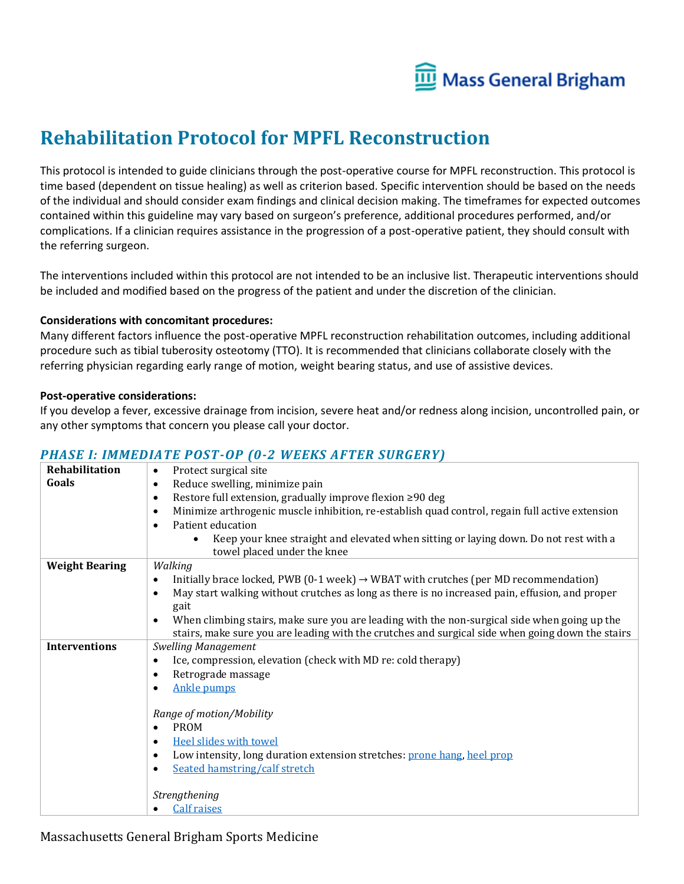# Rehabilitation Protocol for MPFL Reconstruction

This protocol is intended to guide clinicians through the post-operative course for MPFL reconstruction. This protocol is time based (dependent on tissue healing) as well as criterion based. Specific intervention should be based on the needs of the individual and should consider exam findings and clinical decision making. The timeframes for expected outcomes contained within this guideline may vary based on surgeon's preference, additional procedures performed, and/or complications. If a clinician requires assistance in the progression of a post-operative patient, they should consult with the referring surgeon.

The interventions included within this protocol are not intended to be an inclusive list. Therapeutic interventions should be included and modified based on the progress of the patient and under the discretion of the clinician.

**Considerations with concomitant procedures:**
Many different factors influence the post-operative MPFL reconstruction rehabilitation outcomes, including additional procedure such as tibial tuberosity osteotomy (TTO). It is recommended that clinicians collaborate closely with the referring physician regarding early range of motion, weight bearing status, and use of assistive devices.

**Post-operative considerations:**
If you develop a fever, excessive drainage from incision, severe heat and/or redness along incision, uncontrolled pain, or any other symptoms that concern you please call your doctor.

## *PHASE I: IMMEDIATE POST-OP (0-2 WEEKS AFTER SURGERY)*

| | |
|---|---|
| **Rehabilitation Goals** | • Protect surgical site<br>• Reduce swelling, minimize pain<br>• Restore full extension, gradually improve flexion ≥90 deg<br>• Minimize arthrogenic muscle inhibition, re-establish quad control, regain full active extension<br>• Patient education<br>&nbsp;&nbsp;&nbsp;&nbsp;• Keep your knee straight and elevated when sitting or laying down. Do not rest with a towel placed under the knee |
| **Weight Bearing** | *Walking*<br>• Initially brace locked, PWB (0-1 week) → WBAT with crutches (per MD recommendation)<br>• May start walking without crutches as long as there is no increased pain, effusion, and proper gait<br>• When climbing stairs, make sure you are leading with the non-surgical side when going up the stairs, make sure you are leading with the crutches and surgical side when going down the stairs |
| **Interventions** | *Swelling Management*<br>• Ice, compression, elevation (check with MD re: cold therapy)<br>• Retrograde massage<br>• Ankle pumps<br><br>*Range of motion/Mobility*<br>• PROM<br>• Heel slides with towel<br>• Low intensity, long duration extension stretches: prone hang, heel prop<br>• Seated hamstring/calf stretch<br><br>*Strengthening*<br>• Calf raises |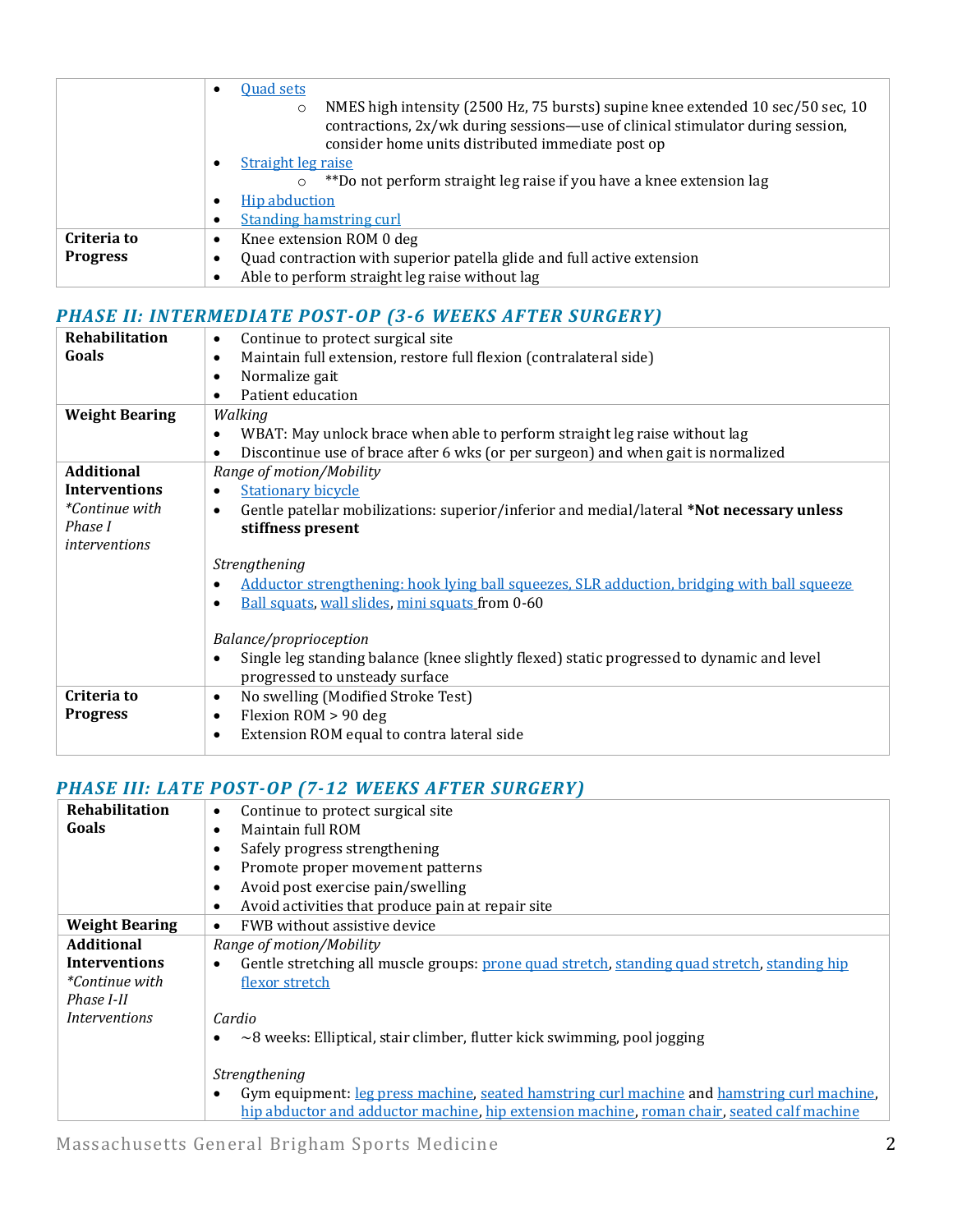| | |
|---|---|
| | • Quad sets<br>  ○ NMES high intensity (2500 Hz, 75 bursts) supine knee extended 10 sec/50 sec, 10 contractions, 2x/wk during sessions—use of clinical stimulator during session, consider home units distributed immediate post op<br>• Straight leg raise<br>  ○ **Do not perform straight leg raise if you have a knee extension lag<br>• Hip abduction<br>• Standing hamstring curl |
| **Criteria to Progress** | • Knee extension ROM 0 deg<br>• Quad contraction with superior patella glide and full active extension<br>• Able to perform straight leg raise without lag |

## *PHASE II: INTERMEDIATE POST-OP (3-6 WEEKS AFTER SURGERY)*

| | |
|---|---|
| **Rehabilitation Goals** | • Continue to protect surgical site<br>• Maintain full extension, restore full flexion (contralateral side)<br>• Normalize gait<br>• Patient education |
| **Weight Bearing** | *Walking*<br>• WBAT: May unlock brace when able to perform straight leg raise without lag<br>• Discontinue use of brace after 6 wks (or per surgeon) and when gait is normalized |
| **Additional Interventions**<br>*\*Continue with Phase I interventions* | *Range of motion/Mobility*<br>• Stationary bicycle<br>• Gentle patellar mobilizations: superior/inferior and medial/lateral **\*Not necessary unless stiffness present**<br><br>*Strengthening*<br>• Adductor strengthening: hook lying ball squeezes, SLR adduction, bridging with ball squeeze<br>• Ball squats, wall slides, mini squats from 0-60<br><br>*Balance/proprioception*<br>• Single leg standing balance (knee slightly flexed) static progressed to dynamic and level progressed to unsteady surface |
| **Criteria to Progress** | • No swelling (Modified Stroke Test)<br>• Flexion ROM > 90 deg<br>• Extension ROM equal to contra lateral side |

## *PHASE III: LATE POST-OP (7-12 WEEKS AFTER SURGERY)*

| | |
|---|---|
| **Rehabilitation Goals** | • Continue to protect surgical site<br>• Maintain full ROM<br>• Safely progress strengthening<br>• Promote proper movement patterns<br>• Avoid post exercise pain/swelling<br>• Avoid activities that produce pain at repair site |
| **Weight Bearing** | • FWB without assistive device |
| **Additional Interventions**<br>*\*Continue with Phase I-II Interventions* | *Range of motion/Mobility*<br>• Gentle stretching all muscle groups: prone quad stretch, standing quad stretch, standing hip flexor stretch<br><br>*Cardio*<br>• ~8 weeks: Elliptical, stair climber, flutter kick swimming, pool jogging<br><br>*Strengthening*<br>• Gym equipment: leg press machine, seated hamstring curl machine and hamstring curl machine, hip abductor and adductor machine, hip extension machine, roman chair, seated calf machine |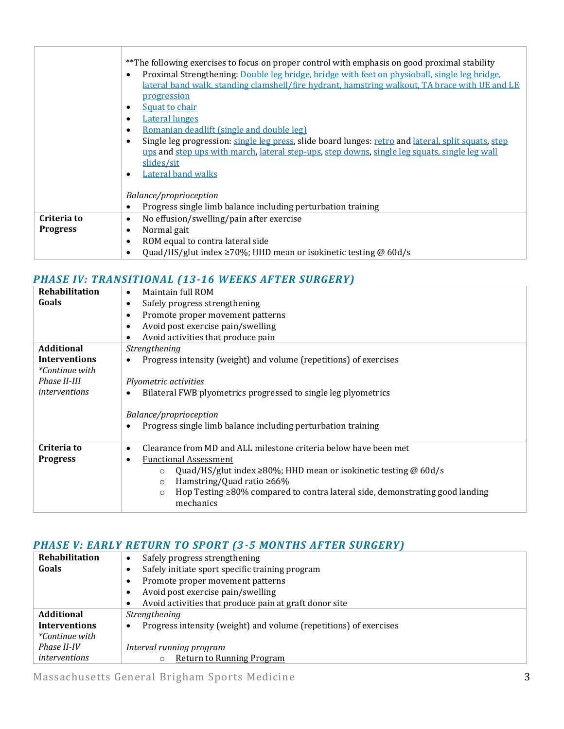| | |
|---|---|
| | **The following exercises to focus on proper control with emphasis on good proximal stability<br>• Proximal Strengthening: Double leg bridge, bridge with feet on physioball, single leg bridge, lateral band walk, standing clamshell/fire hydrant, hamstring walkout, TA brace with UE and LE progression<br>• Squat to chair<br>• Lateral lunges<br>• Romanian deadlift (single and double leg)<br>• Single leg progression: single leg press, slide board lunges: retro and lateral, split squats, step ups and step ups with march, lateral step-ups, step downs, single leg squats, single leg wall slides/sit<br>• Lateral band walks<br><br>*Balance/proprioception*<br>• Progress single limb balance including perturbation training |
| **Criteria to Progress** | • No effusion/swelling/pain after exercise<br>• Normal gait<br>• ROM equal to contra lateral side<br>• Quad/HS/glut index ≥70%; HHD mean or isokinetic testing @ 60d/s |

## *PHASE IV: TRANSITIONAL (13-16 WEEKS AFTER SURGERY)*

| | |
|---|---|
| **Rehabilitation Goals** | • Maintain full ROM<br>• Safely progress strengthening<br>• Promote proper movement patterns<br>• Avoid post exercise pain/swelling<br>• Avoid activities that produce pain |
| **Additional Interventions**<br>*\*Continue with Phase II-III interventions* | *Strengthening*<br>• Progress intensity (weight) and volume (repetitions) of exercises<br><br>*Plyometric activities*<br>• Bilateral FWB plyometrics progressed to single leg plyometrics<br><br>*Balance/proprioception*<br>• Progress single limb balance including perturbation training |
| **Criteria to Progress** | • Clearance from MD and ALL milestone criteria below have been met<br>• Functional Assessment<br>&nbsp;&nbsp;&nbsp;&nbsp;○ Quad/HS/glut index ≥80%; HHD mean or isokinetic testing @ 60d/s<br>&nbsp;&nbsp;&nbsp;&nbsp;○ Hamstring/Quad ratio ≥66%<br>&nbsp;&nbsp;&nbsp;&nbsp;○ Hop Testing ≥80% compared to contra lateral side, demonstrating good landing mechanics |

## *PHASE V: EARLY RETURN TO SPORT (3-5 MONTHS AFTER SURGERY)*

| | |
|---|---|
| **Rehabilitation Goals** | • Safely progress strengthening<br>• Safely initiate sport specific training program<br>• Promote proper movement patterns<br>• Avoid post exercise pain/swelling<br>• Avoid activities that produce pain at graft donor site |
| **Additional Interventions**<br>*\*Continue with Phase II-IV interventions* | *Strengthening*<br>• Progress intensity (weight) and volume (repetitions) of exercises<br><br>*Interval running program*<br>&nbsp;&nbsp;&nbsp;&nbsp;○ Return to Running Program |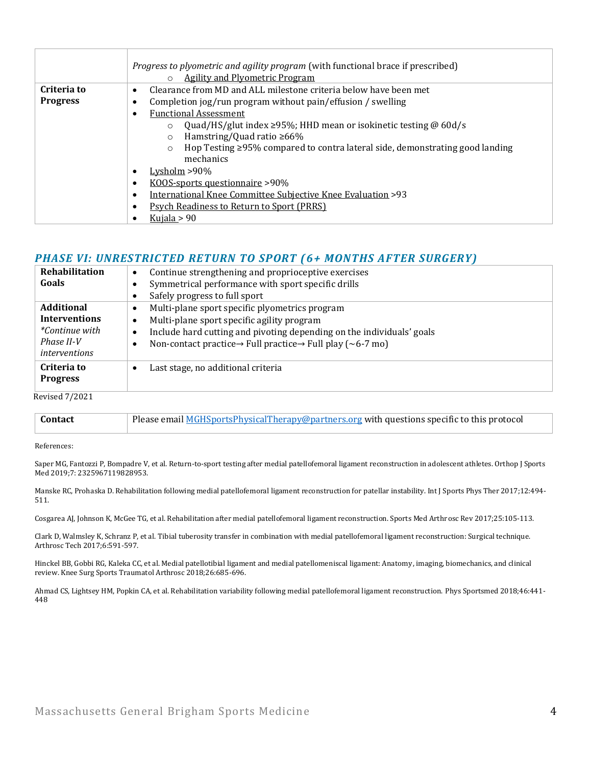| | |
|---|---|
| | *Progress to plyometric and agility program* (with functional brace if prescribed)<br>◦ Agility and Plyometric Program |
| **Criteria to Progress** | • Clearance from MD and ALL milestone criteria below have been met<br>• Completion jog/run program without pain/effusion / swelling<br>• Functional Assessment<br>◦ Quad/HS/glut index ≥95%; HHD mean or isokinetic testing @ 60d/s<br>◦ Hamstring/Quad ratio ≥66%<br>◦ Hop Testing ≥95% compared to contra lateral side, demonstrating good landing mechanics<br>• Lysholm >90%<br>• KOOS-sports questionnaire >90%<br>• International Knee Committee Subjective Knee Evaluation >93<br>• Psych Readiness to Return to Sport (PRRS)<br>• Kujala > 90 |

## *PHASE VI: UNRESTRICTED RETURN TO SPORT (6+ MONTHS AFTER SURGERY)*

| | |
|---|---|
| **Rehabilitation Goals** | • Continue strengthening and proprioceptive exercises<br>• Symmetrical performance with sport specific drills<br>• Safely progress to full sport |
| **Additional Interventions**<br>*\*Continue with Phase II-V interventions* | • Multi-plane sport specific plyometrics program<br>• Multi-plane sport specific agility program<br>• Include hard cutting and pivoting depending on the individuals' goals<br>• Non-contact practice→ Full practice→ Full play (~6-7 mo) |
| **Criteria to Progress** | • Last stage, no additional criteria |

Revised 7/2021

| | |
|---|---|
| **Contact** | Please email MGHSportsPhysicalTherapy@partners.org with questions specific to this protocol |

References:

Saper MG, Fantozzi P, Bompadre V, et al. Return-to-sport testing after medial patellofemoral ligament reconstruction in adolescent athletes. Orthop J Sports Med 2019;7: 2325967119828953.

Manske RC, Prohaska D. Rehabilitation following medial patellofemoral ligament reconstruction for patellar instability. Int J Sports Phys Ther 2017;12:494-511.

Cosgarea AJ, Johnson K, McGee TG, et al. Rehabilitation after medial patellofemoral ligament reconstruction. Sports Med Arthrosc Rev 2017;25:105-113.

Clark D, Walmsley K, Schranz P, et al. Tibial tuberosity transfer in combination with medial patellofemoral ligament reconstruction: Surgical technique. Arthrosc Tech 2017;6:591-597.

Hinckel BB, Gobbi RG, Kaleka CC, et al. Medial patellotibial ligament and medial patellomeniscal ligament: Anatomy, imaging, biomechanics, and clinical review. Knee Surg Sports Traumatol Arthrosc 2018;26:685-696.

Ahmad CS, Lightsey HM, Popkin CA, et al. Rehabilitation variability following medial patellofemoral ligament reconstruction. Phys Sportsmed 2018;46:441-448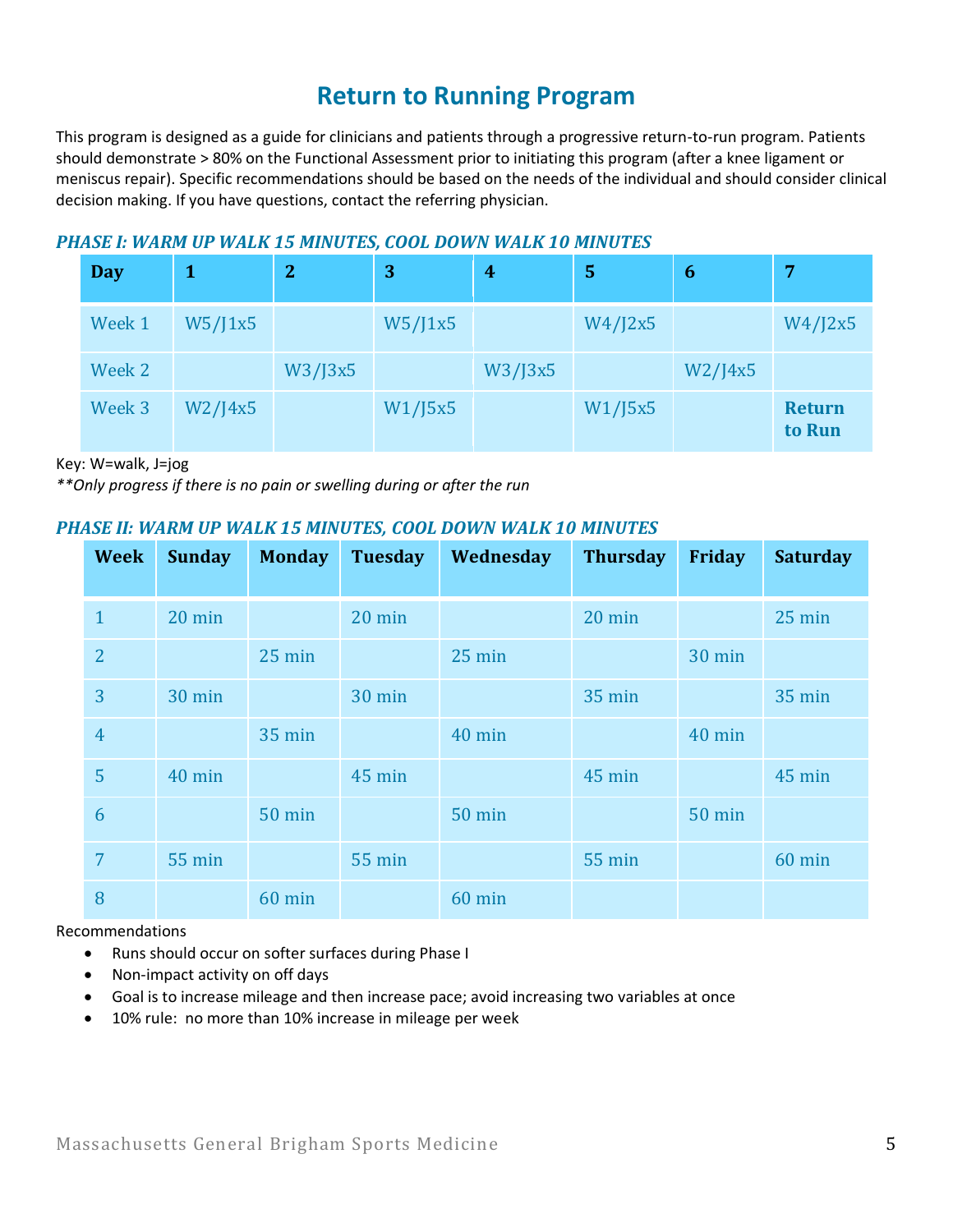# Return to Running Program

This program is designed as a guide for clinicians and patients through a progressive return-to-run program. Patients should demonstrate > 80% on the Functional Assessment prior to initiating this program (after a knee ligament or meniscus repair). Specific recommendations should be based on the needs of the individual and should consider clinical decision making. If you have questions, contact the referring physician.

### *PHASE I: WARM UP WALK 15 MINUTES, COOL DOWN WALK 10 MINUTES*

| Day | 1 | 2 | 3 | 4 | 5 | 6 | 7 |
|---|---|---|---|---|---|---|---|
| Week 1 | W5/J1x5 | | W5/J1x5 | | W4/J2x5 | | W4/J2x5 |
| Week 2 | | W3/J3x5 | | W3/J3x5 | | W2/J4x5 | |
| Week 3 | W2/J4x5 | | W1/J5x5 | | W1/J5x5 | | **Return to Run** |

Key: W=walk, J=jog

*\*\*Only progress if there is no pain or swelling during or after the run*

### *PHASE II: WARM UP WALK 15 MINUTES, COOL DOWN WALK 10 MINUTES*

| Week | Sunday | Monday | Tuesday | Wednesday | Thursday | Friday | Saturday |
|---|---|---|---|---|---|---|---|
| 1 | 20 min | | 20 min | | 20 min | | 25 min |
| 2 | | 25 min | | 25 min | | 30 min | |
| 3 | 30 min | | 30 min | | 35 min | | 35 min |
| 4 | | 35 min | | 40 min | | 40 min | |
| 5 | 40 min | | 45 min | | 45 min | | 45 min |
| 6 | | 50 min | | 50 min | | 50 min | |
| 7 | 55 min | | 55 min | | 55 min | | 60 min |
| 8 | | 60 min | | 60 min | | | |

Recommendations

- Runs should occur on softer surfaces during Phase I
- Non-impact activity on off days
- Goal is to increase mileage and then increase pace; avoid increasing two variables at once
- 10% rule: no more than 10% increase in mileage per week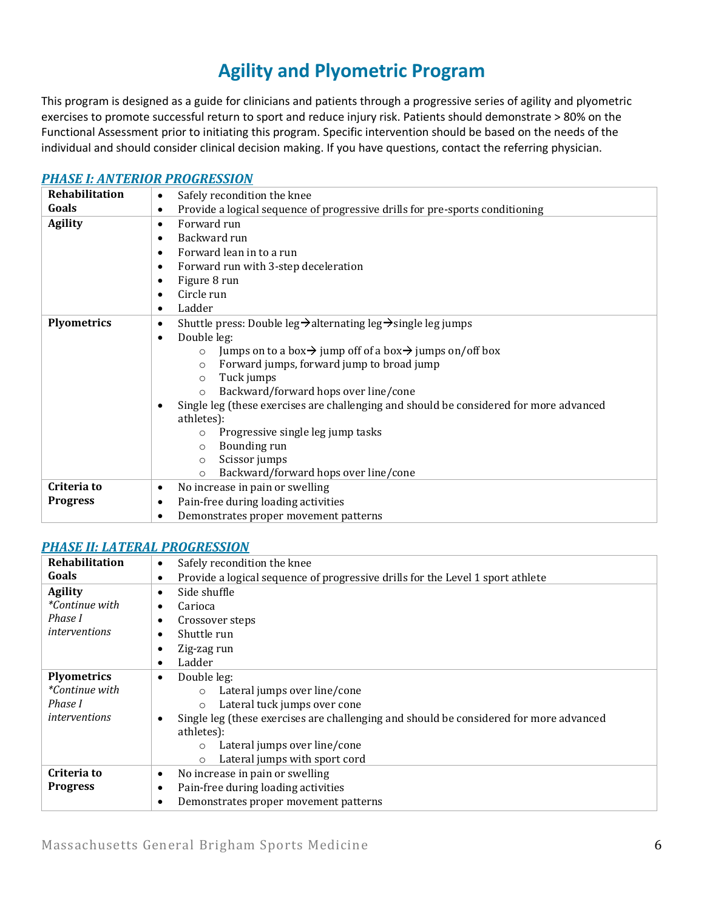# Agility and Plyometric Program

This program is designed as a guide for clinicians and patients through a progressive series of agility and plyometric exercises to promote successful return to sport and reduce injury risk. Patients should demonstrate > 80% on the Functional Assessment prior to initiating this program. Specific intervention should be based on the needs of the individual and should consider clinical decision making. If you have questions, contact the referring physician.

## *PHASE I: ANTERIOR PROGRESSION*

| | |
|---|---|
| **Rehabilitation Goals** | • Safely recondition the knee<br>• Provide a logical sequence of progressive drills for pre-sports conditioning |
| **Agility** | • Forward run<br>• Backward run<br>• Forward lean in to a run<br>• Forward run with 3-step deceleration<br>• Figure 8 run<br>• Circle run<br>• Ladder |
| **Plyometrics** | • Shuttle press: Double leg → alternating leg → single leg jumps<br>• Double leg:<br>  ○ Jumps on to a box → jump off of a box → jumps on/off box<br>  ○ Forward jumps, forward jump to broad jump<br>  ○ Tuck jumps<br>  ○ Backward/forward hops over line/cone<br>• Single leg (these exercises are challenging and should be considered for more advanced athletes):<br>  ○ Progressive single leg jump tasks<br>  ○ Bounding run<br>  ○ Scissor jumps<br>  ○ Backward/forward hops over line/cone |
| **Criteria to Progress** | • No increase in pain or swelling<br>• Pain-free during loading activities<br>• Demonstrates proper movement patterns |

## *PHASE II: LATERAL PROGRESSION*

| | |
|---|---|
| **Rehabilitation Goals** | • Safely recondition the knee<br>• Provide a logical sequence of progressive drills for the Level 1 sport athlete |
| **Agility**<br>*\*Continue with Phase I interventions* | • Side shuffle<br>• Carioca<br>• Crossover steps<br>• Shuttle run<br>• Zig-zag run<br>• Ladder |
| **Plyometrics**<br>*\*Continue with Phase I interventions* | • Double leg:<br>  ○ Lateral jumps over line/cone<br>  ○ Lateral tuck jumps over cone<br>• Single leg (these exercises are challenging and should be considered for more advanced athletes):<br>  ○ Lateral jumps over line/cone<br>  ○ Lateral jumps with sport cord |
| **Criteria to Progress** | • No increase in pain or swelling<br>• Pain-free during loading activities<br>• Demonstrates proper movement patterns |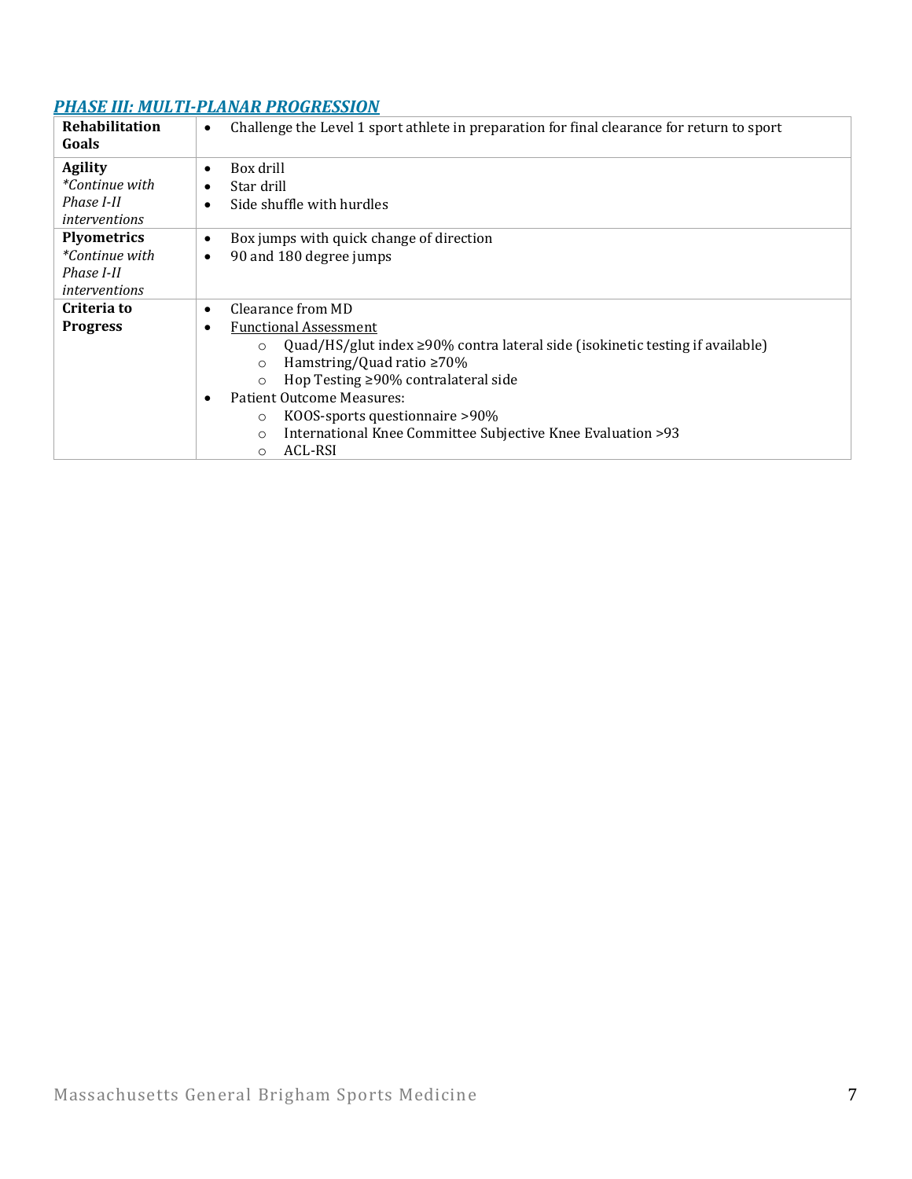## *PHASE III: MULTI-PLANAR PROGRESSION*

| | |
|---|---|
| **Rehabilitation Goals** | • Challenge the Level 1 sport athlete in preparation for final clearance for return to sport |
| **Agility** *\*Continue with Phase I-II interventions* | • Box drill<br>• Star drill<br>• Side shuffle with hurdles |
| **Plyometrics** *\*Continue with Phase I-II interventions* | • Box jumps with quick change of direction<br>• 90 and 180 degree jumps |
| **Criteria to Progress** | • Clearance from MD<br>• Functional Assessment<br>&nbsp;&nbsp;&nbsp;&nbsp;○ Quad/HS/glut index ≥90% contra lateral side (isokinetic testing if available)<br>&nbsp;&nbsp;&nbsp;&nbsp;○ Hamstring/Quad ratio ≥70%<br>&nbsp;&nbsp;&nbsp;&nbsp;○ Hop Testing ≥90% contralateral side<br>• Patient Outcome Measures:<br>&nbsp;&nbsp;&nbsp;&nbsp;○ KOOS-sports questionnaire >90%<br>&nbsp;&nbsp;&nbsp;&nbsp;○ International Knee Committee Subjective Knee Evaluation >93<br>&nbsp;&nbsp;&nbsp;&nbsp;○ ACL-RSI |